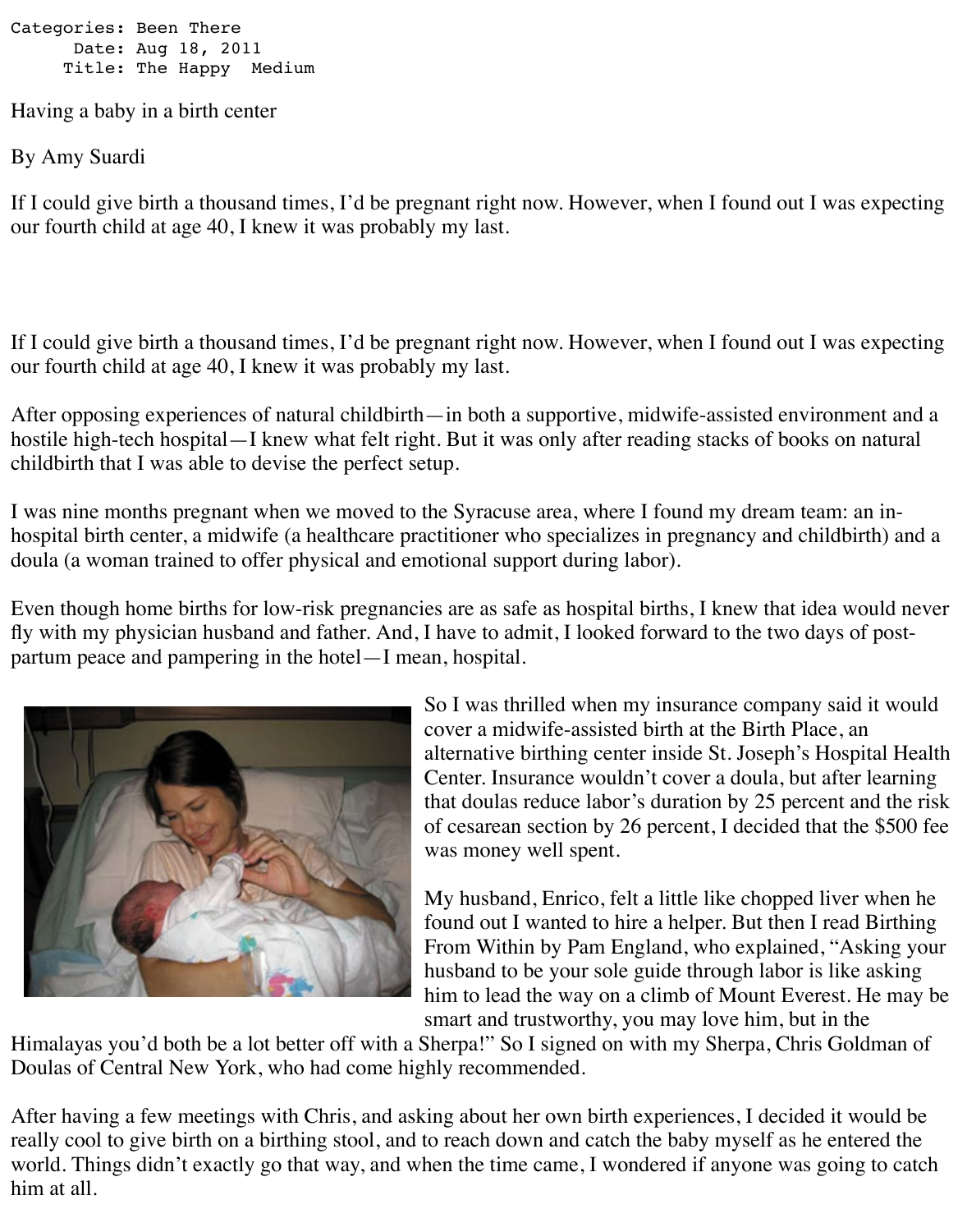Categories: Been There
Date: Aug 18, 2011
Title: The Happy Medium

Having a baby in a birth center

By Amy Suardi

If I could give birth a thousand times, I'd be pregnant right now. However, when I found out I was expecting our fourth child at age 40, I knew it was probably my last.

If I could give birth a thousand times, I'd be pregnant right now. However, when I found out I was expecting our fourth child at age 40, I knew it was probably my last.

After opposing experiences of natural childbirth—in both a supportive, midwife-assisted environment and a hostile high-tech hospital—I knew what felt right. But it was only after reading stacks of books on natural childbirth that I was able to devise the perfect setup.

I was nine months pregnant when we moved to the Syracuse area, where I found my dream team: an in-hospital birth center, a midwife (a healthcare practitioner who specializes in pregnancy and childbirth) and a doula (a woman trained to offer physical and emotional support during labor).

Even though home births for low-risk pregnancies are as safe as hospital births, I knew that idea would never fly with my physician husband and father. And, I have to admit, I looked forward to the two days of post-partum peace and pampering in the hotel—I mean, hospital.

So I was thrilled when my insurance company said it would cover a midwife-assisted birth at the Birth Place, an alternative birthing center inside St. Joseph's Hospital Health Center. Insurance wouldn't cover a doula, but after learning that doulas reduce labor's duration by 25 percent and the risk of cesarean section by 26 percent, I decided that the $500 fee was money well spent.

My husband, Enrico, felt a little like chopped liver when he found out I wanted to hire a helper. But then I read Birthing From Within by Pam England, who explained, "Asking your husband to be your sole guide through labor is like asking him to lead the way on a climb of Mount Everest. He may be smart and trustworthy, you may love him, but in the Himalayas you'd both be a lot better off with a Sherpa!" So I signed on with my Sherpa, Chris Goldman of Doulas of Central New York, who had come highly recommended.

After having a few meetings with Chris, and asking about her own birth experiences, I decided it would be really cool to give birth on a birthing stool, and to reach down and catch the baby myself as he entered the world. Things didn't exactly go that way, and when the time came, I wondered if anyone was going to catch him at all.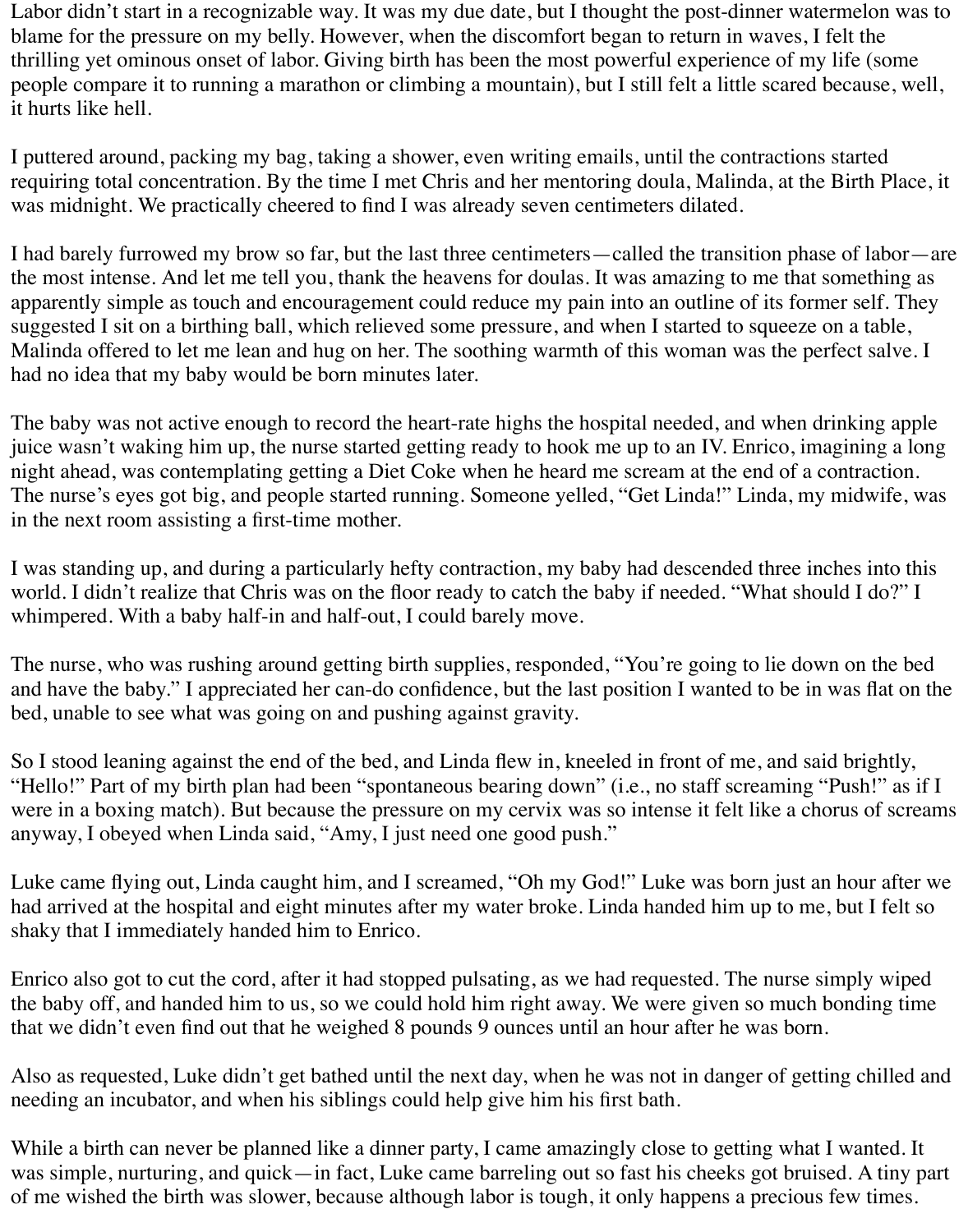Labor didn't start in a recognizable way. It was my due date, but I thought the post-dinner watermelon was to blame for the pressure on my belly. However, when the discomfort began to return in waves, I felt the thrilling yet ominous onset of labor. Giving birth has been the most powerful experience of my life (some people compare it to running a marathon or climbing a mountain), but I still felt a little scared because, well, it hurts like hell.

I puttered around, packing my bag, taking a shower, even writing emails, until the contractions started requiring total concentration. By the time I met Chris and her mentoring doula, Malinda, at the Birth Place, it was midnight. We practically cheered to find I was already seven centimeters dilated.

I had barely furrowed my brow so far, but the last three centimeters—called the transition phase of labor—are the most intense. And let me tell you, thank the heavens for doulas. It was amazing to me that something as apparently simple as touch and encouragement could reduce my pain into an outline of its former self. They suggested I sit on a birthing ball, which relieved some pressure, and when I started to squeeze on a table, Malinda offered to let me lean and hug on her. The soothing warmth of this woman was the perfect salve. I had no idea that my baby would be born minutes later.

The baby was not active enough to record the heart-rate highs the hospital needed, and when drinking apple juice wasn't waking him up, the nurse started getting ready to hook me up to an IV. Enrico, imagining a long night ahead, was contemplating getting a Diet Coke when he heard me scream at the end of a contraction. The nurse's eyes got big, and people started running. Someone yelled, "Get Linda!" Linda, my midwife, was in the next room assisting a first-time mother.

I was standing up, and during a particularly hefty contraction, my baby had descended three inches into this world. I didn't realize that Chris was on the floor ready to catch the baby if needed. "What should I do?" I whimpered. With a baby half-in and half-out, I could barely move.

The nurse, who was rushing around getting birth supplies, responded, "You're going to lie down on the bed and have the baby." I appreciated her can-do confidence, but the last position I wanted to be in was flat on the bed, unable to see what was going on and pushing against gravity.

So I stood leaning against the end of the bed, and Linda flew in, kneeled in front of me, and said brightly, "Hello!" Part of my birth plan had been "spontaneous bearing down" (i.e., no staff screaming "Push!" as if I were in a boxing match). But because the pressure on my cervix was so intense it felt like a chorus of screams anyway, I obeyed when Linda said, "Amy, I just need one good push."

Luke came flying out, Linda caught him, and I screamed, "Oh my God!" Luke was born just an hour after we had arrived at the hospital and eight minutes after my water broke. Linda handed him up to me, but I felt so shaky that I immediately handed him to Enrico.

Enrico also got to cut the cord, after it had stopped pulsating, as we had requested. The nurse simply wiped the baby off, and handed him to us, so we could hold him right away. We were given so much bonding time that we didn't even find out that he weighed 8 pounds 9 ounces until an hour after he was born.

Also as requested, Luke didn't get bathed until the next day, when he was not in danger of getting chilled and needing an incubator, and when his siblings could help give him his first bath.

While a birth can never be planned like a dinner party, I came amazingly close to getting what I wanted. It was simple, nurturing, and quick—in fact, Luke came barreling out so fast his cheeks got bruised. A tiny part of me wished the birth was slower, because although labor is tough, it only happens a precious few times.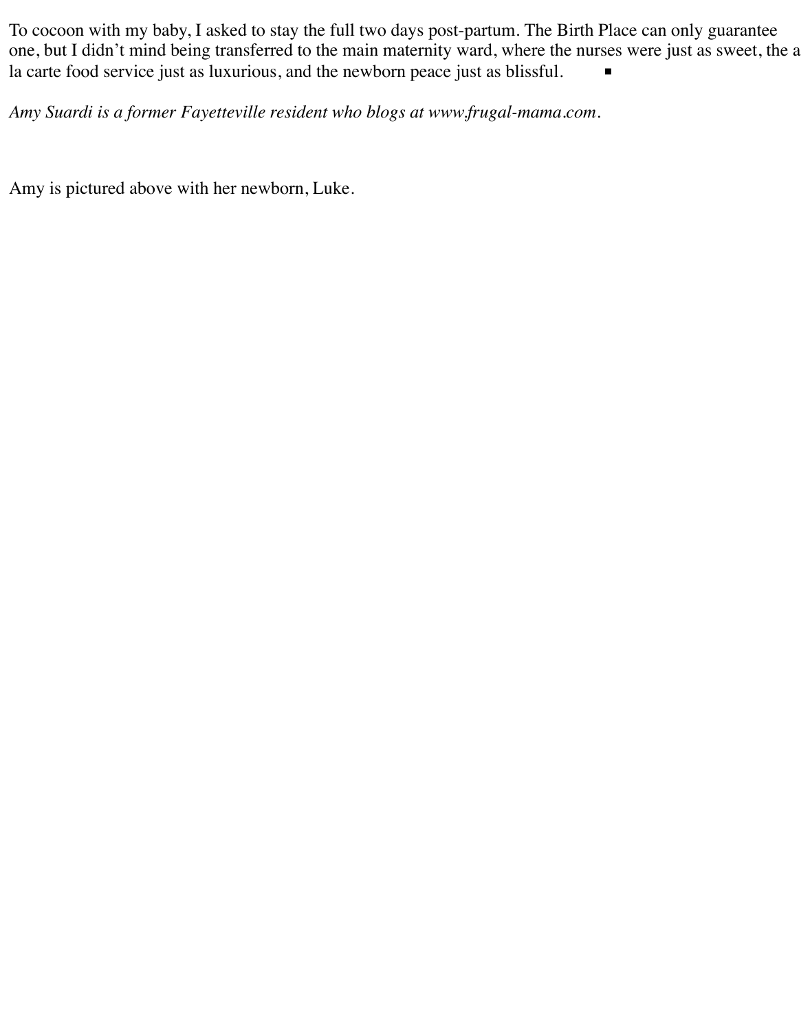To cocoon with my baby, I asked to stay the full two days post-partum. The Birth Place can only guarantee one, but I didn't mind being transferred to the main maternity ward, where the nurses were just as sweet, the a la carte food service just as luxurious, and the newborn peace just as blissful. ▪

*Amy Suardi is a former Fayetteville resident who blogs at www.frugal-mama.com.*

Amy is pictured above with her newborn, Luke.